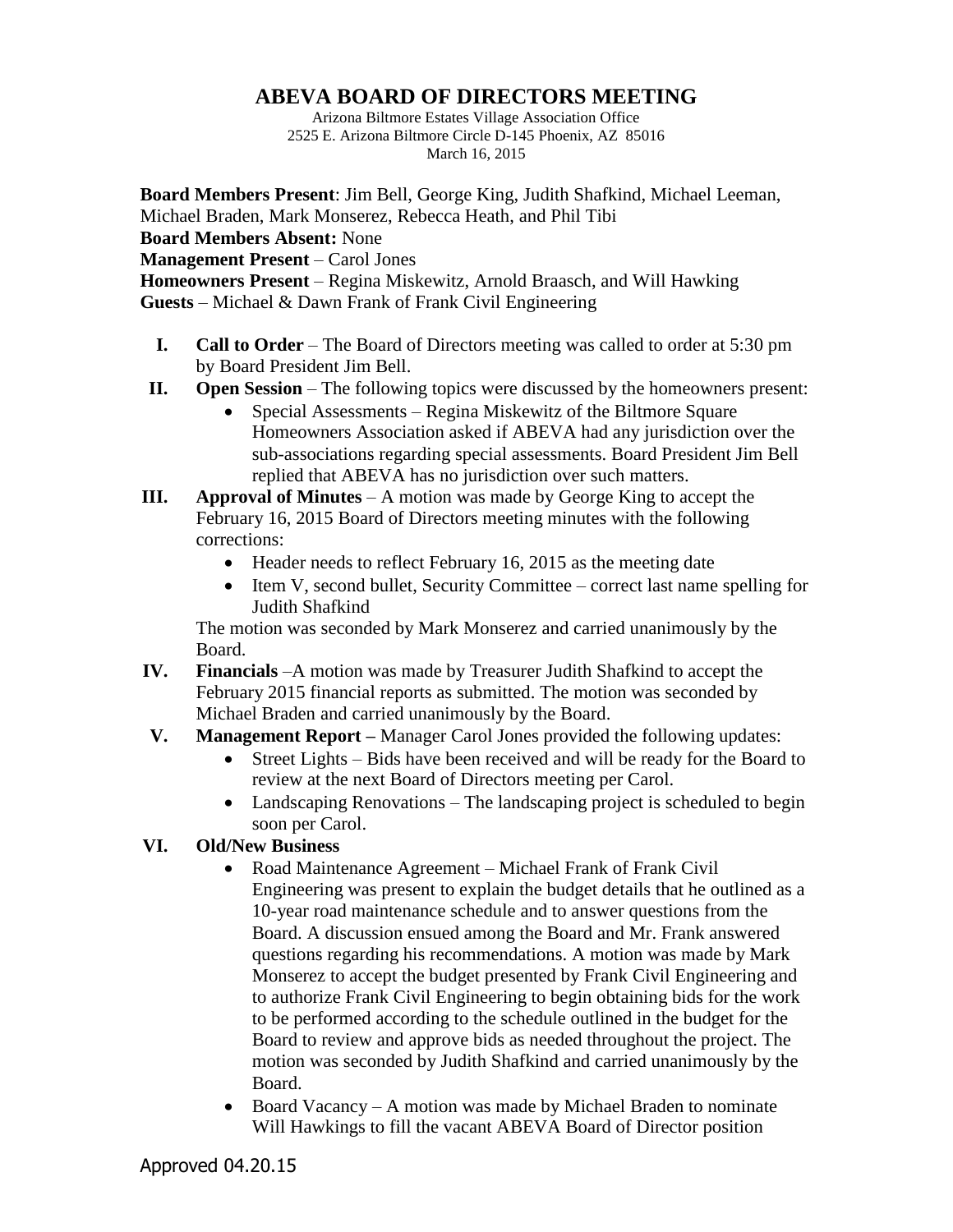# ABEVA BOARD OF DIRECTORS MEETING

Arizona Biltmore Estates Village Association Office
2525 E. Arizona Biltmore Circle D-145 Phoenix, AZ 85016
March 16, 2015

**Board Members Present**: Jim Bell, George King, Judith Shafkind, Michael Leeman, Michael Braden, Mark Monserez, Rebecca Heath, and Phil Tibi
**Board Members Absent:** None
**Management Present** – Carol Jones
**Homeowners Present** – Regina Miskewitz, Arnold Braasch, and Will Hawking
**Guests** – Michael & Dawn Frank of Frank Civil Engineering

I. **Call to Order** – The Board of Directors meeting was called to order at 5:30 pm by Board President Jim Bell.

II. **Open Session** – The following topics were discussed by the homeowners present:
   - Special Assessments – Regina Miskewitz of the Biltmore Square Homeowners Association asked if ABEVA had any jurisdiction over the sub-associations regarding special assessments. Board President Jim Bell replied that ABEVA has no jurisdiction over such matters.

III. **Approval of Minutes** – A motion was made by George King to accept the February 16, 2015 Board of Directors meeting minutes with the following corrections:
   - Header needs to reflect February 16, 2015 as the meeting date
   - Item V, second bullet, Security Committee – correct last name spelling for Judith Shafkind

   The motion was seconded by Mark Monserez and carried unanimously by the Board.

IV. **Financials** –A motion was made by Treasurer Judith Shafkind to accept the February 2015 financial reports as submitted. The motion was seconded by Michael Braden and carried unanimously by the Board.

V. **Management Report –** Manager Carol Jones provided the following updates:
   - Street Lights – Bids have been received and will be ready for the Board to review at the next Board of Directors meeting per Carol.
   - Landscaping Renovations – The landscaping project is scheduled to begin soon per Carol.

VI. **Old/New Business**
   - Road Maintenance Agreement – Michael Frank of Frank Civil Engineering was present to explain the budget details that he outlined as a 10-year road maintenance schedule and to answer questions from the Board. A discussion ensued among the Board and Mr. Frank answered questions regarding his recommendations. A motion was made by Mark Monserez to accept the budget presented by Frank Civil Engineering and to authorize Frank Civil Engineering to begin obtaining bids for the work to be performed according to the schedule outlined in the budget for the Board to review and approve bids as needed throughout the project. The motion was seconded by Judith Shafkind and carried unanimously by the Board.
   - Board Vacancy – A motion was made by Michael Braden to nominate Will Hawkings to fill the vacant ABEVA Board of Director position

Approved 04.20.15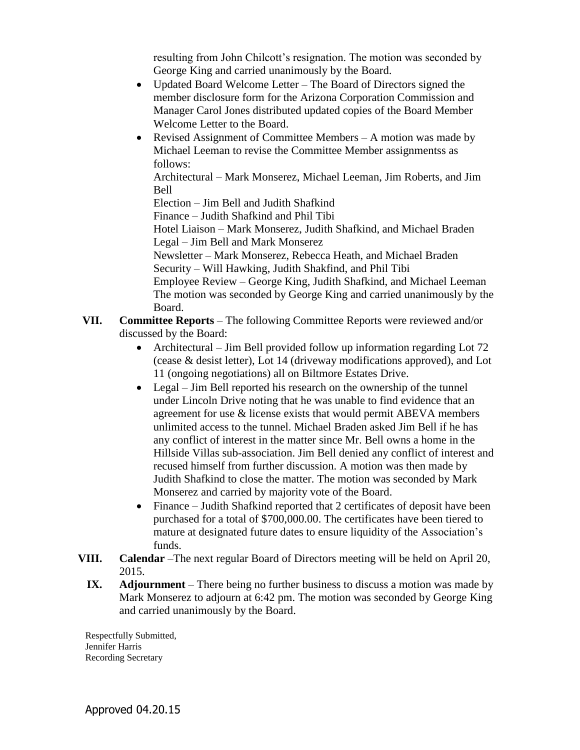resulting from John Chilcott's resignation. The motion was seconded by George King and carried unanimously by the Board.

- Updated Board Welcome Letter – The Board of Directors signed the member disclosure form for the Arizona Corporation Commission and Manager Carol Jones distributed updated copies of the Board Member Welcome Letter to the Board.
- Revised Assignment of Committee Members – A motion was made by Michael Leeman to revise the Committee Member assignmentss as follows:
  Architectural – Mark Monserez, Michael Leeman, Jim Roberts, and Jim Bell
  Election – Jim Bell and Judith Shafkind
  Finance – Judith Shafkind and Phil Tibi
  Hotel Liaison – Mark Monserez, Judith Shafkind, and Michael Braden
  Legal – Jim Bell and Mark Monserez
  Newsletter – Mark Monserez, Rebecca Heath, and Michael Braden
  Security – Will Hawking, Judith Shakfind, and Phil Tibi
  Employee Review – George King, Judith Shafkind, and Michael Leeman
  The motion was seconded by George King and carried unanimously by the Board.

VII. **Committee Reports** – The following Committee Reports were reviewed and/or discussed by the Board:

- Architectural – Jim Bell provided follow up information regarding Lot 72 (cease & desist letter), Lot 14 (driveway modifications approved), and Lot 11 (ongoing negotiations) all on Biltmore Estates Drive.
- Legal – Jim Bell reported his research on the ownership of the tunnel under Lincoln Drive noting that he was unable to find evidence that an agreement for use & license exists that would permit ABEVA members unlimited access to the tunnel. Michael Braden asked Jim Bell if he has any conflict of interest in the matter since Mr. Bell owns a home in the Hillside Villas sub-association. Jim Bell denied any conflict of interest and recused himself from further discussion. A motion was then made by Judith Shafkind to close the matter. The motion was seconded by Mark Monserez and carried by majority vote of the Board.
- Finance – Judith Shafkind reported that 2 certificates of deposit have been purchased for a total of $700,000.00. The certificates have been tiered to mature at designated future dates to ensure liquidity of the Association's funds.

VIII. **Calendar** –The next regular Board of Directors meeting will be held on April 20, 2015.

IX. **Adjournment** – There being no further business to discuss a motion was made by Mark Monserez to adjourn at 6:42 pm. The motion was seconded by George King and carried unanimously by the Board.

Respectfully Submitted,
Jennifer Harris
Recording Secretary

Approved 04.20.15